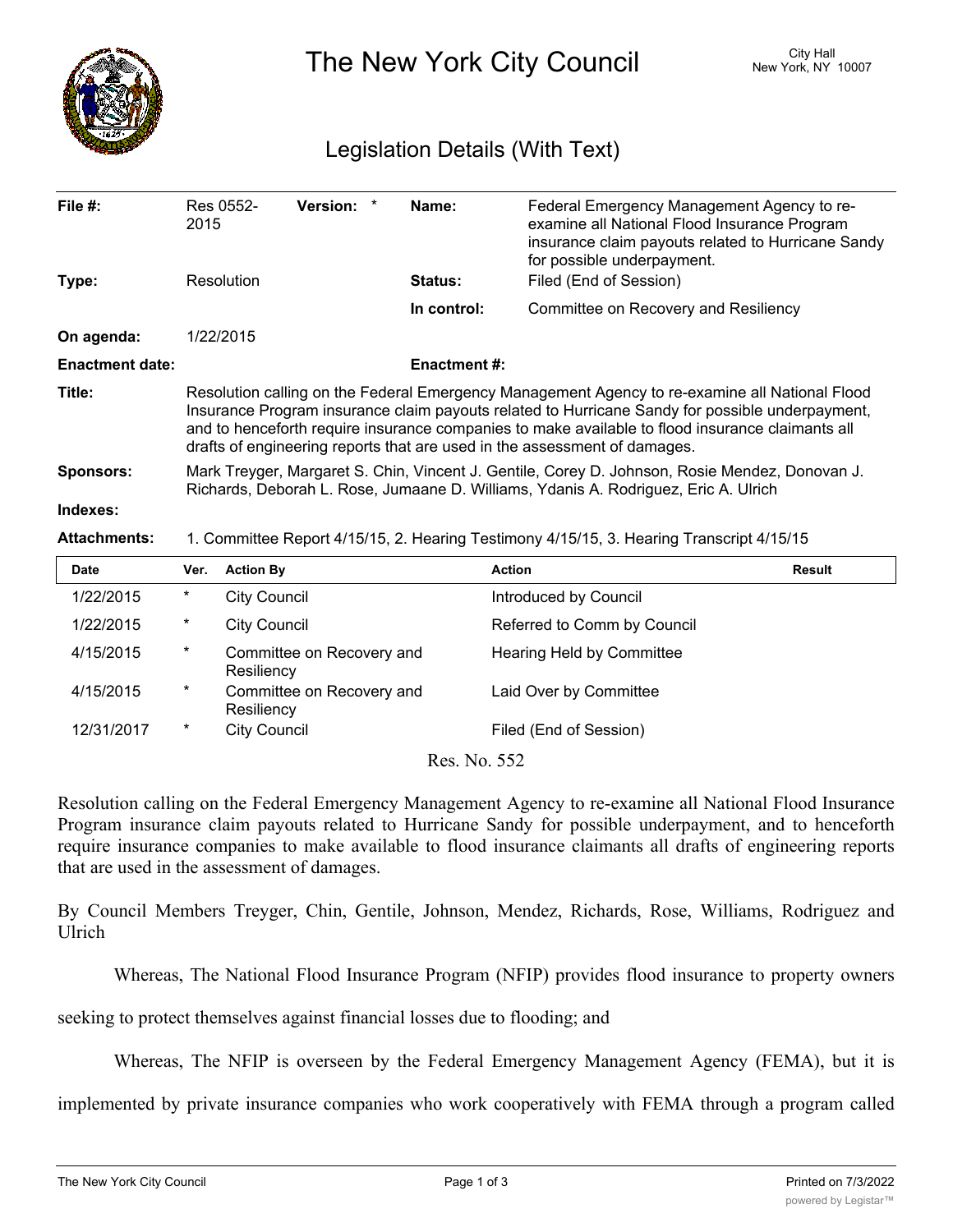# The New York City Council

City Hall
New York, NY 10007

## Legislation Details (With Text)

| | | | | | |
|---|---|---|---|---|---|
| **File #:** | Res 0552-2015 | **Version:** * | | **Name:** | Federal Emergency Management Agency to re-examine all National Flood Insurance Program insurance claim payouts related to Hurricane Sandy for possible underpayment. |
| **Type:** | Resolution | | | **Status:** | Filed (End of Session) |
| | | | | **In control:** | Committee on Recovery and Resiliency |
| **On agenda:** | 1/22/2015 | | | | |
| **Enactment date:** | | | | **Enactment #:** | |

**Title:** Resolution calling on the Federal Emergency Management Agency to re-examine all National Flood Insurance Program insurance claim payouts related to Hurricane Sandy for possible underpayment, and to henceforth require insurance companies to make available to flood insurance claimants all drafts of engineering reports that are used in the assessment of damages.

**Sponsors:** Mark Treyger, Margaret S. Chin, Vincent J. Gentile, Corey D. Johnson, Rosie Mendez, Donovan J. Richards, Deborah L. Rose, Jumaane D. Williams, Ydanis A. Rodriguez, Eric A. Ulrich

**Indexes:**

**Attachments:** 1. Committee Report 4/15/15, 2. Hearing Testimony 4/15/15, 3. Hearing Transcript 4/15/15

| Date | Ver. | Action By | Action | Result |
|---|---|---|---|---|
| 1/22/2015 | * | City Council | Introduced by Council | |
| 1/22/2015 | * | City Council | Referred to Comm by Council | |
| 4/15/2015 | * | Committee on Recovery and Resiliency | Hearing Held by Committee | |
| 4/15/2015 | * | Committee on Recovery and Resiliency | Laid Over by Committee | |
| 12/31/2017 | * | City Council | Filed (End of Session) | |

Res. No. 552

Resolution calling on the Federal Emergency Management Agency to re-examine all National Flood Insurance Program insurance claim payouts related to Hurricane Sandy for possible underpayment, and to henceforth require insurance companies to make available to flood insurance claimants all drafts of engineering reports that are used in the assessment of damages.

By Council Members Treyger, Chin, Gentile, Johnson, Mendez, Richards, Rose, Williams, Rodriguez and Ulrich

Whereas, The National Flood Insurance Program (NFIP) provides flood insurance to property owners seeking to protect themselves against financial losses due to flooding; and

Whereas, The NFIP is overseen by the Federal Emergency Management Agency (FEMA), but it is implemented by private insurance companies who work cooperatively with FEMA through a program called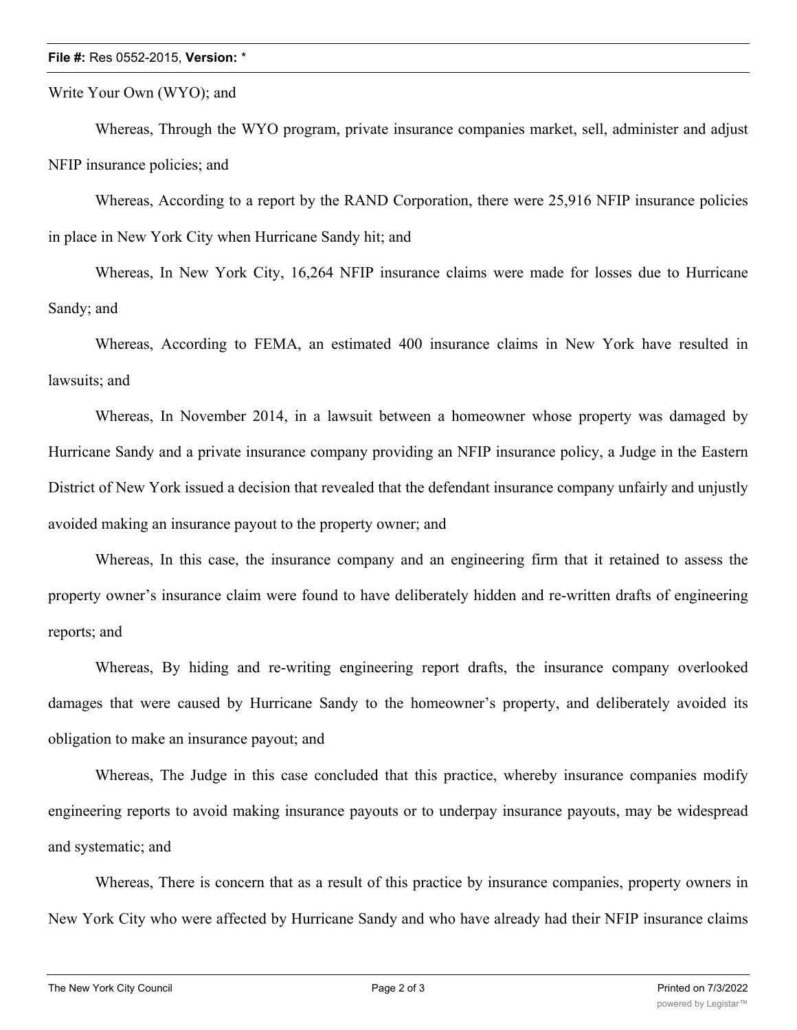Write Your Own (WYO); and

Whereas, Through the WYO program, private insurance companies market, sell, administer and adjust NFIP insurance policies; and

Whereas, According to a report by the RAND Corporation, there were 25,916 NFIP insurance policies in place in New York City when Hurricane Sandy hit; and

Whereas, In New York City, 16,264 NFIP insurance claims were made for losses due to Hurricane Sandy; and

Whereas, According to FEMA, an estimated 400 insurance claims in New York have resulted in lawsuits; and

Whereas, In November 2014, in a lawsuit between a homeowner whose property was damaged by Hurricane Sandy and a private insurance company providing an NFIP insurance policy, a Judge in the Eastern District of New York issued a decision that revealed that the defendant insurance company unfairly and unjustly avoided making an insurance payout to the property owner; and

Whereas, In this case, the insurance company and an engineering firm that it retained to assess the property owner's insurance claim were found to have deliberately hidden and re-written drafts of engineering reports; and

Whereas, By hiding and re-writing engineering report drafts, the insurance company overlooked damages that were caused by Hurricane Sandy to the homeowner's property, and deliberately avoided its obligation to make an insurance payout; and

Whereas, The Judge in this case concluded that this practice, whereby insurance companies modify engineering reports to avoid making insurance payouts or to underpay insurance payouts, may be widespread and systematic; and

Whereas, There is concern that as a result of this practice by insurance companies, property owners in New York City who were affected by Hurricane Sandy and who have already had their NFIP insurance claims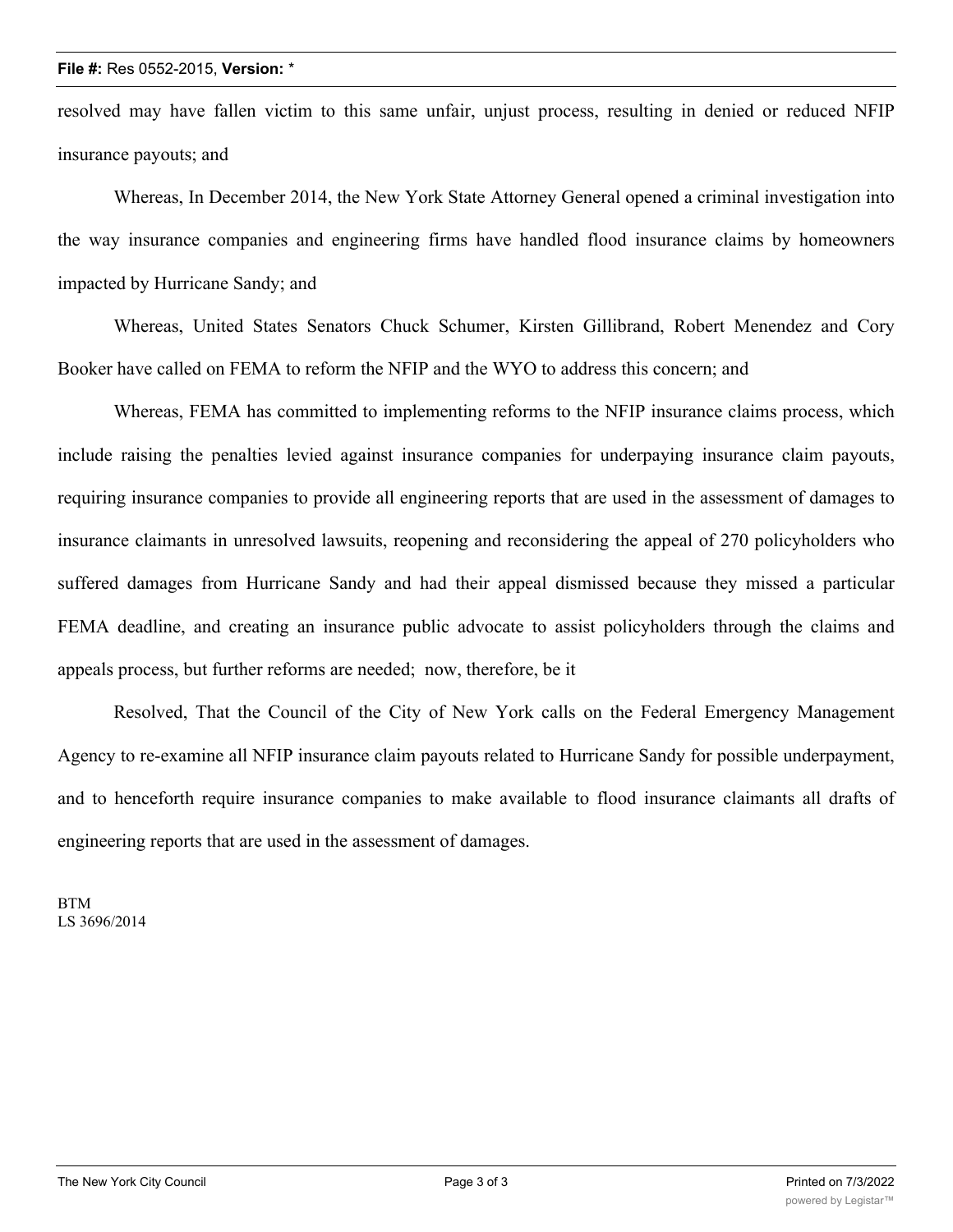resolved may have fallen victim to this same unfair, unjust process, resulting in denied or reduced NFIP insurance payouts; and

Whereas, In December 2014, the New York State Attorney General opened a criminal investigation into the way insurance companies and engineering firms have handled flood insurance claims by homeowners impacted by Hurricane Sandy; and

Whereas, United States Senators Chuck Schumer, Kirsten Gillibrand, Robert Menendez and Cory Booker have called on FEMA to reform the NFIP and the WYO to address this concern; and

Whereas, FEMA has committed to implementing reforms to the NFIP insurance claims process, which include raising the penalties levied against insurance companies for underpaying insurance claim payouts, requiring insurance companies to provide all engineering reports that are used in the assessment of damages to insurance claimants in unresolved lawsuits, reopening and reconsidering the appeal of 270 policyholders who suffered damages from Hurricane Sandy and had their appeal dismissed because they missed a particular FEMA deadline, and creating an insurance public advocate to assist policyholders through the claims and appeals process, but further reforms are needed; now, therefore, be it

Resolved, That the Council of the City of New York calls on the Federal Emergency Management Agency to re-examine all NFIP insurance claim payouts related to Hurricane Sandy for possible underpayment, and to henceforth require insurance companies to make available to flood insurance claimants all drafts of engineering reports that are used in the assessment of damages.

BTM
LS 3696/2014